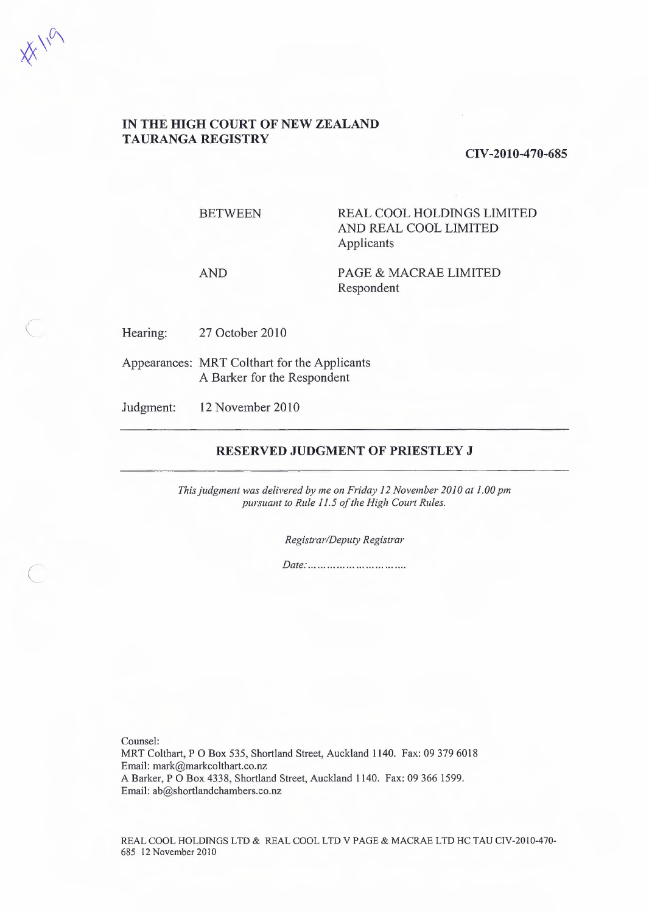# IN THE HIGH COURT OF NEW ZEALAND
# TAURANGA REGISTRY

**CIV-2010-470-685**

| | |
|---|---|
| BETWEEN | REAL COOL HOLDINGS LIMITED AND REAL COOL LIMITED<br>Applicants |
| AND | PAGE & MACRAE LIMITED<br>Respondent |

Hearing: 27 October 2010

Appearances: MRT Colthart for the Applicants
A Barker for the Respondent

Judgment: 12 November 2010

---

## RESERVED JUDGMENT OF PRIESTLEY J

---

*This judgment was delivered by me on Friday 12 November 2010 at 1.00 pm pursuant to Rule 11.5 of the High Court Rules.*

*Registrar/Deputy Registrar*

*Date:.............................*

Counsel:
MRT Colthart, P O Box 535, Shortland Street, Auckland 1140. Fax: 09 379 6018
Email: mark@markcolthart.co.nz
A Barker, P O Box 4338, Shortland Street, Auckland 1140. Fax: 09 366 1599.
Email: ab@shortlandchambers.co.nz

REAL COOL HOLDINGS LTD & REAL COOL LTD V PAGE & MACRAE LTD HC TAU CIV-2010-470-685 12 November 2010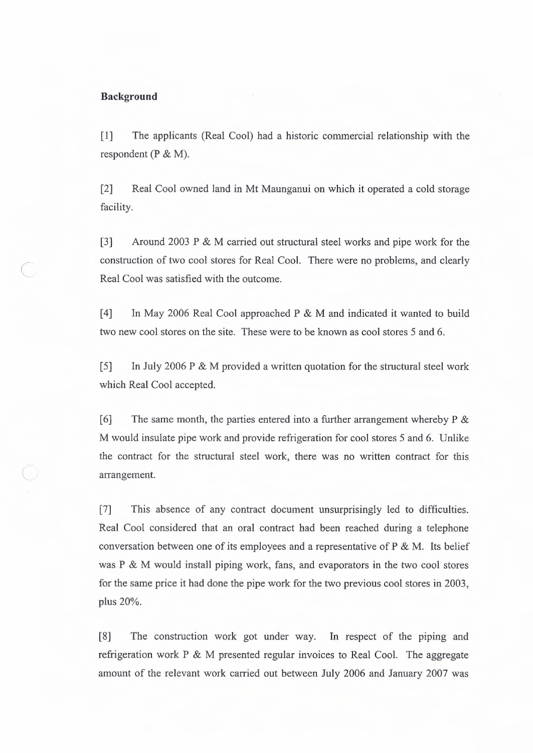**Background**

[1] The applicants (Real Cool) had a historic commercial relationship with the respondent (P & M).

[2] Real Cool owned land in Mt Maunganui on which it operated a cold storage facility.

[3] Around 2003 P & M carried out structural steel works and pipe work for the construction of two cool stores for Real Cool. There were no problems, and clearly Real Cool was satisfied with the outcome.

[4] In May 2006 Real Cool approached P & M and indicated it wanted to build two new cool stores on the site. These were to be known as cool stores 5 and 6.

[5] In July 2006 P & M provided a written quotation for the structural steel work which Real Cool accepted.

[6] The same month, the parties entered into a further arrangement whereby P & M would insulate pipe work and provide refrigeration for cool stores 5 and 6. Unlike the contract for the structural steel work, there was no written contract for this arrangement.

[7] This absence of any contract document unsurprisingly led to difficulties. Real Cool considered that an oral contract had been reached during a telephone conversation between one of its employees and a representative of P & M. Its belief was P & M would install piping work, fans, and evaporators in the two cool stores for the same price it had done the pipe work for the two previous cool stores in 2003, plus 20%.

[8] The construction work got under way. In respect of the piping and refrigeration work P & M presented regular invoices to Real Cool. The aggregate amount of the relevant work carried out between July 2006 and January 2007 was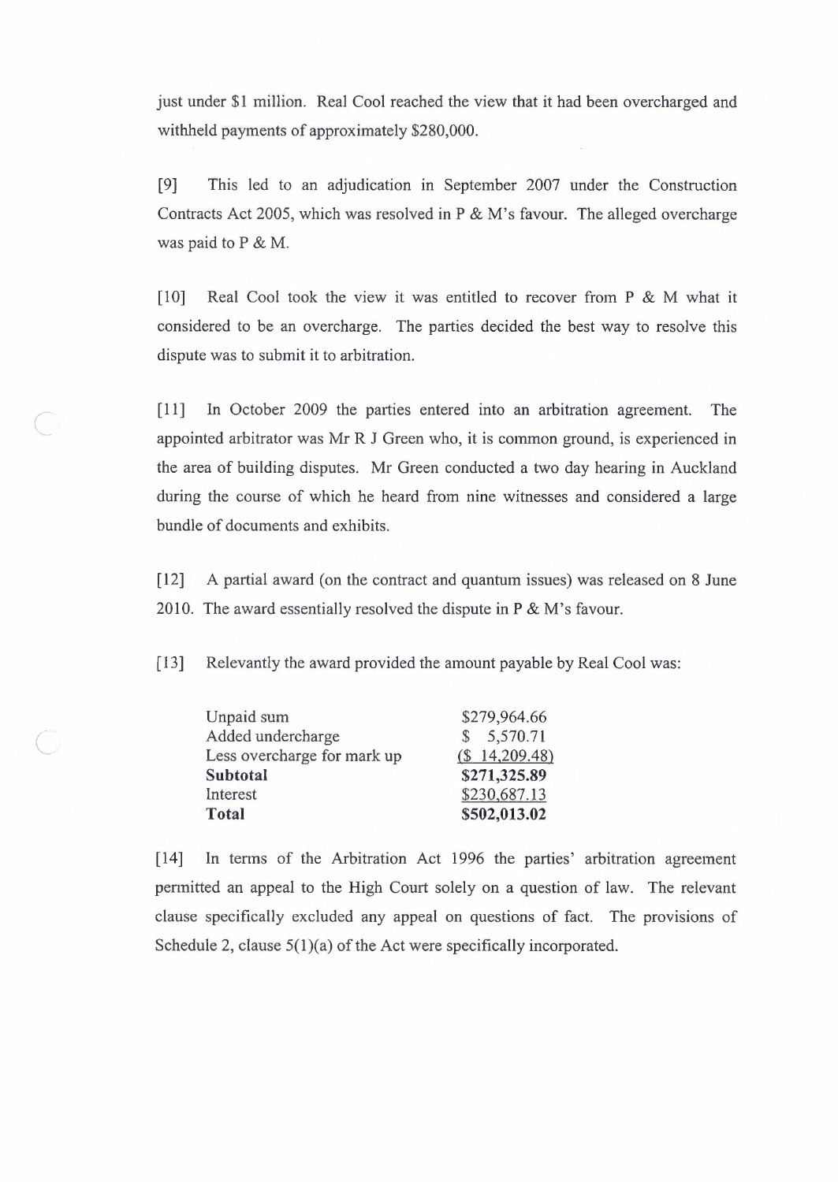just under $1 million. Real Cool reached the view that it had been overcharged and withheld payments of approximately $280,000.

[9] This led to an adjudication in September 2007 under the Construction Contracts Act 2005, which was resolved in P & M's favour. The alleged overcharge was paid to P & M.

[10] Real Cool took the view it was entitled to recover from P & M what it considered to be an overcharge. The parties decided the best way to resolve this dispute was to submit it to arbitration.

[11] In October 2009 the parties entered into an arbitration agreement. The appointed arbitrator was Mr R J Green who, it is common ground, is experienced in the area of building disputes. Mr Green conducted a two day hearing in Auckland during the course of which he heard from nine witnesses and considered a large bundle of documents and exhibits.

[12] A partial award (on the contract and quantum issues) was released on 8 June 2010. The award essentially resolved the dispute in P & M's favour.

[13] Relevantly the award provided the amount payable by Real Cool was:

| | |
|---|---|
| Unpaid sum | $279,964.66 |
| Added undercharge | $ 5,570.71 |
| Less overcharge for mark up | ($ 14,209.48) |
| **Subtotal** | **$271,325.89** |
| Interest | $230,687.13 |
| **Total** | **$502,013.02** |

[14] In terms of the Arbitration Act 1996 the parties' arbitration agreement permitted an appeal to the High Court solely on a question of law. The relevant clause specifically excluded any appeal on questions of fact. The provisions of Schedule 2, clause 5(1)(a) of the Act were specifically incorporated.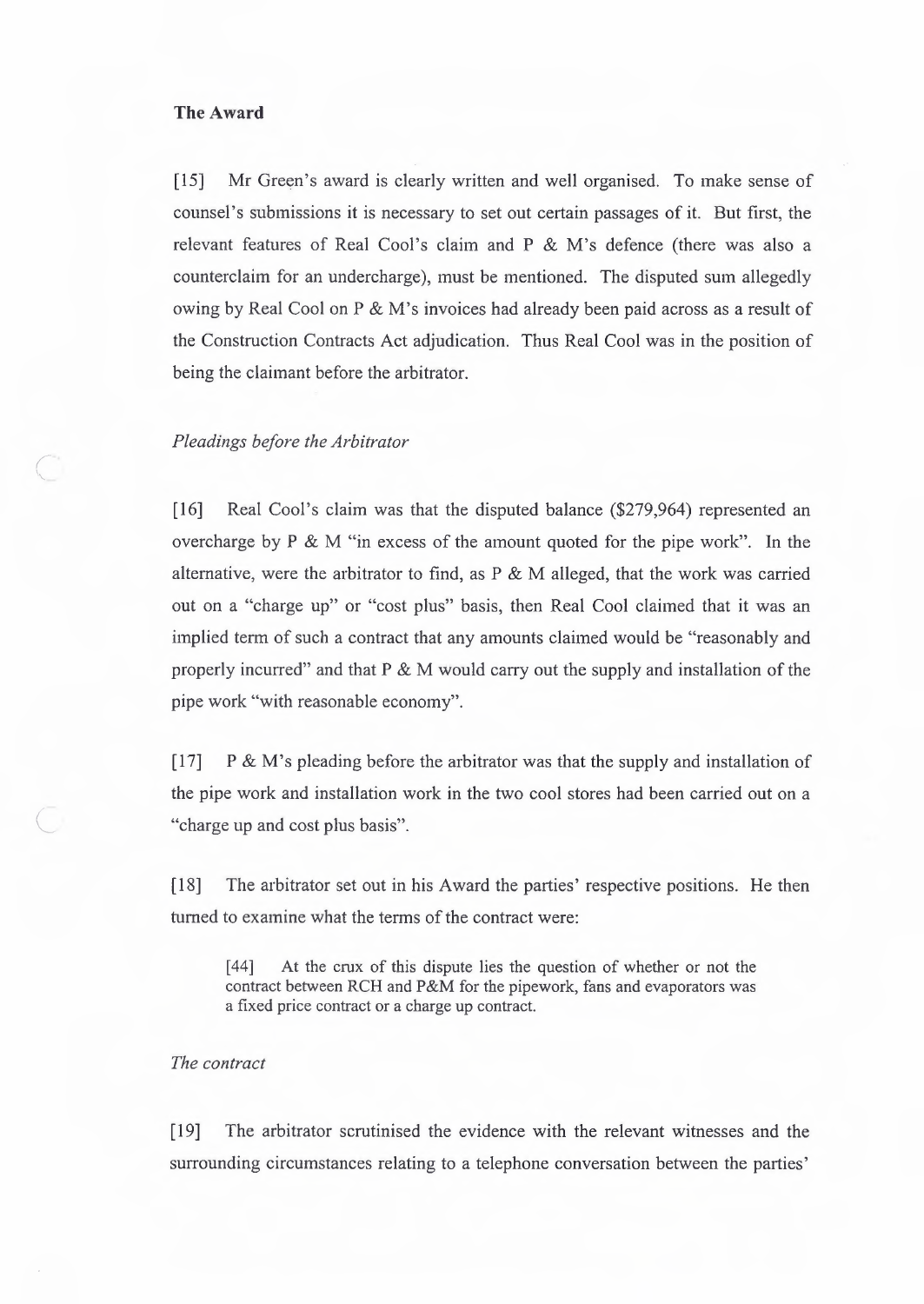**The Award**

[15] Mr Green's award is clearly written and well organised. To make sense of counsel's submissions it is necessary to set out certain passages of it. But first, the relevant features of Real Cool's claim and P & M's defence (there was also a counterclaim for an undercharge), must be mentioned. The disputed sum allegedly owing by Real Cool on P & M's invoices had already been paid across as a result of the Construction Contracts Act adjudication. Thus Real Cool was in the position of being the claimant before the arbitrator.

*Pleadings before the Arbitrator*

[16] Real Cool's claim was that the disputed balance ($279,964) represented an overcharge by P & M "in excess of the amount quoted for the pipe work". In the alternative, were the arbitrator to find, as P & M alleged, that the work was carried out on a "charge up" or "cost plus" basis, then Real Cool claimed that it was an implied term of such a contract that any amounts claimed would be "reasonably and properly incurred" and that P & M would carry out the supply and installation of the pipe work "with reasonable economy".

[17] P & M's pleading before the arbitrator was that the supply and installation of the pipe work and installation work in the two cool stores had been carried out on a "charge up and cost plus basis".

[18] The arbitrator set out in his Award the parties' respective positions. He then turned to examine what the terms of the contract were:

> [44] At the crux of this dispute lies the question of whether or not the contract between RCH and P&M for the pipework, fans and evaporators was a fixed price contract or a charge up contract.

*The contract*

[19] The arbitrator scrutinised the evidence with the relevant witnesses and the surrounding circumstances relating to a telephone conversation between the parties'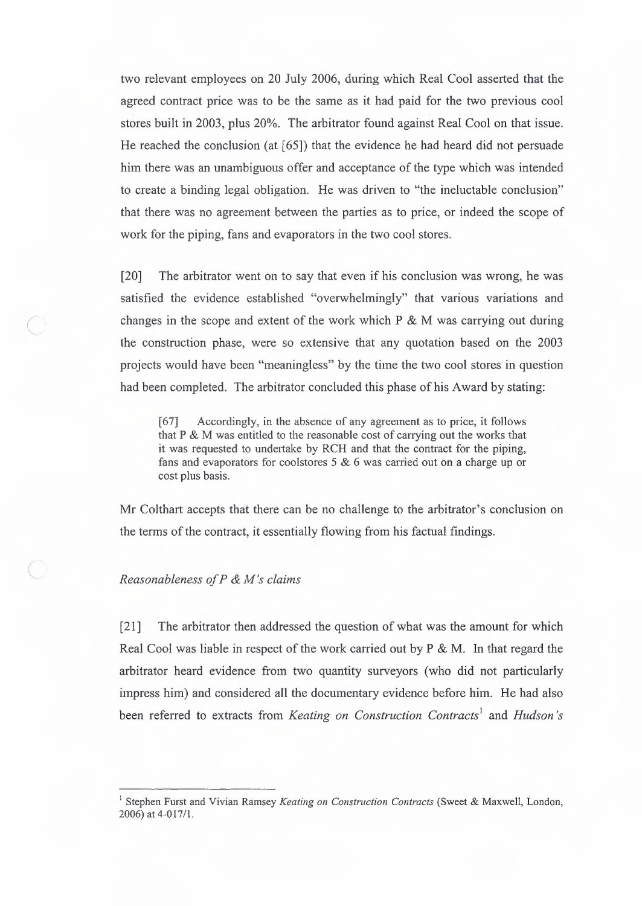two relevant employees on 20 July 2006, during which Real Cool asserted that the agreed contract price was to be the same as it had paid for the two previous cool stores built in 2003, plus 20%. The arbitrator found against Real Cool on that issue. He reached the conclusion (at [65]) that the evidence he had heard did not persuade him there was an unambiguous offer and acceptance of the type which was intended to create a binding legal obligation. He was driven to "the ineluctable conclusion" that there was no agreement between the parties as to price, or indeed the scope of work for the piping, fans and evaporators in the two cool stores.

[20] The arbitrator went on to say that even if his conclusion was wrong, he was satisfied the evidence established "overwhelmingly" that various variations and changes in the scope and extent of the work which P & M was carrying out during the construction phase, were so extensive that any quotation based on the 2003 projects would have been "meaningless" by the time the two cool stores in question had been completed. The arbitrator concluded this phase of his Award by stating:

> [67] Accordingly, in the absence of any agreement as to price, it follows that P & M was entitled to the reasonable cost of carrying out the works that it was requested to undertake by RCH and that the contract for the piping, fans and evaporators for coolstores 5 & 6 was carried out on a charge up or cost plus basis.

Mr Colthart accepts that there can be no challenge to the arbitrator's conclusion on the terms of the contract, it essentially flowing from his factual findings.

*Reasonableness of P & M's claims*

[21] The arbitrator then addressed the question of what was the amount for which Real Cool was liable in respect of the work carried out by P & M. In that regard the arbitrator heard evidence from two quantity surveyors (who did not particularly impress him) and considered all the documentary evidence before him. He had also been referred to extracts from *Keating on Construction Contracts*[1] and *Hudson's*

---

[1] Stephen Furst and Vivian Ramsey *Keating on Construction Contracts* (Sweet & Maxwell, London, 2006) at 4-017/1.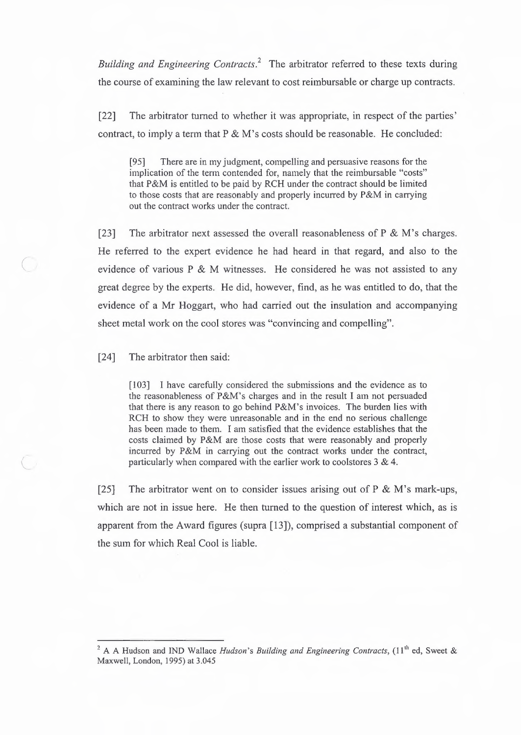*Building and Engineering Contracts*.[2] The arbitrator referred to these texts during the course of examining the law relevant to cost reimbursable or charge up contracts.

[22] The arbitrator turned to whether it was appropriate, in respect of the parties' contract, to imply a term that P & M's costs should be reasonable. He concluded:

> [95] There are in my judgment, compelling and persuasive reasons for the implication of the term contended for, namely that the reimbursable "costs" that P&M is entitled to be paid by RCH under the contract should be limited to those costs that are reasonably and properly incurred by P&M in carrying out the contract works under the contract.

[23] The arbitrator next assessed the overall reasonableness of P & M's charges. He referred to the expert evidence he had heard in that regard, and also to the evidence of various P & M witnesses. He considered he was not assisted to any great degree by the experts. He did, however, find, as he was entitled to do, that the evidence of a Mr Hoggart, who had carried out the insulation and accompanying sheet metal work on the cool stores was "convincing and compelling".

[24] The arbitrator then said:

> [103] I have carefully considered the submissions and the evidence as to the reasonableness of P&M's charges and in the result I am not persuaded that there is any reason to go behind P&M's invoices. The burden lies with RCH to show they were unreasonable and in the end no serious challenge has been made to them. I am satisfied that the evidence establishes that the costs claimed by P&M are those costs that were reasonably and properly incurred by P&M in carrying out the contract works under the contract, particularly when compared with the earlier work to coolstores 3 & 4.

[25] The arbitrator went on to consider issues arising out of P & M's mark-ups, which are not in issue here. He then turned to the question of interest which, as is apparent from the Award figures (supra [13]), comprised a substantial component of the sum for which Real Cool is liable.

---

[2] A A Hudson and IND Wallace *Hudson's Building and Engineering Contracts*, (11th ed, Sweet & Maxwell, London, 1995) at 3.045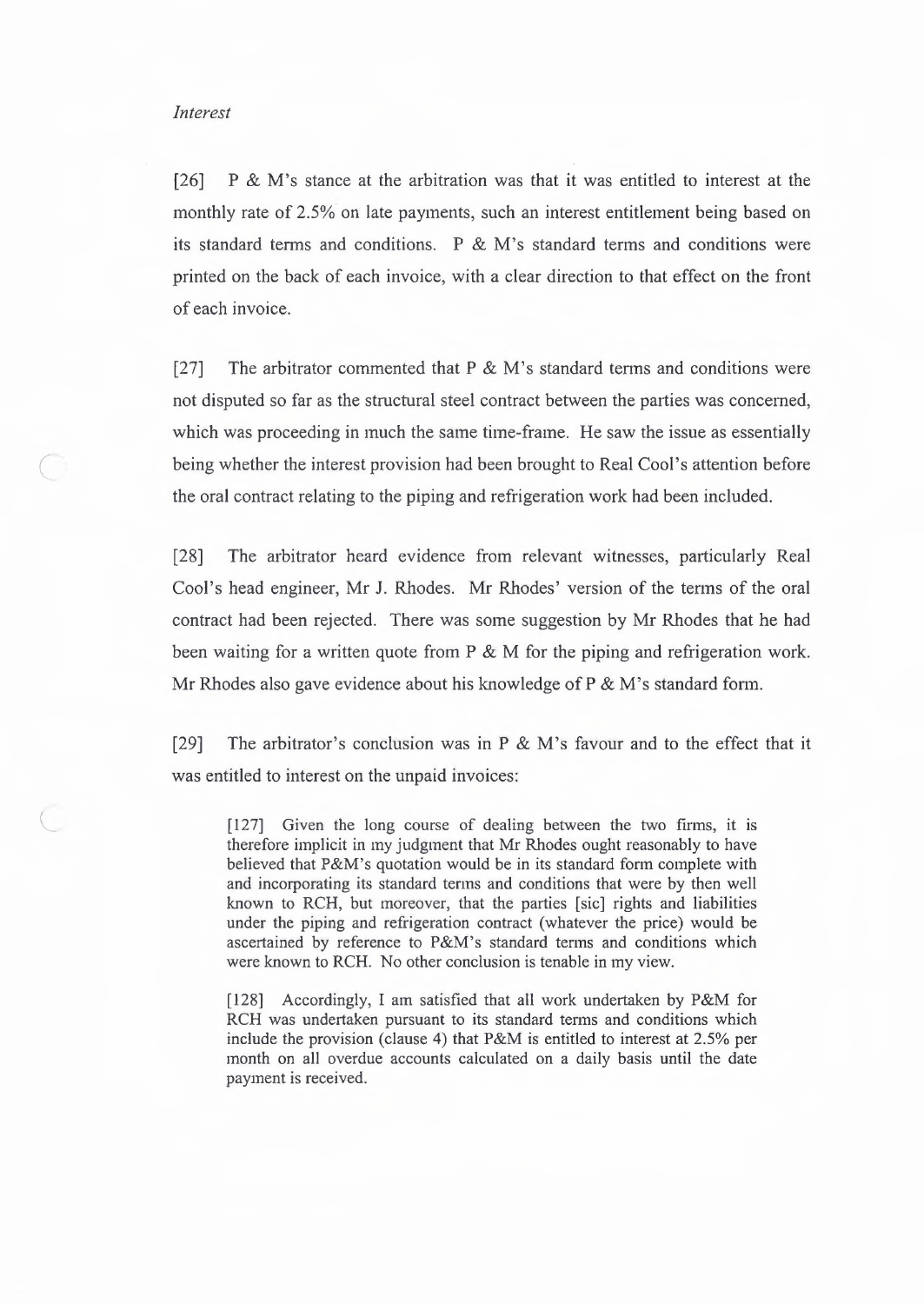*Interest*

[26] P & M's stance at the arbitration was that it was entitled to interest at the monthly rate of 2.5% on late payments, such an interest entitlement being based on its standard terms and conditions. P & M's standard terms and conditions were printed on the back of each invoice, with a clear direction to that effect on the front of each invoice.

[27] The arbitrator commented that P & M's standard terms and conditions were not disputed so far as the structural steel contract between the parties was concerned, which was proceeding in much the same time-frame. He saw the issue as essentially being whether the interest provision had been brought to Real Cool's attention before the oral contract relating to the piping and refrigeration work had been included.

[28] The arbitrator heard evidence from relevant witnesses, particularly Real Cool's head engineer, Mr J. Rhodes. Mr Rhodes' version of the terms of the oral contract had been rejected. There was some suggestion by Mr Rhodes that he had been waiting for a written quote from P & M for the piping and refrigeration work. Mr Rhodes also gave evidence about his knowledge of P & M's standard form.

[29] The arbitrator's conclusion was in P & M's favour and to the effect that it was entitled to interest on the unpaid invoices:

> [127] Given the long course of dealing between the two firms, it is therefore implicit in my judgment that Mr Rhodes ought reasonably to have believed that P&M's quotation would be in its standard form complete with and incorporating its standard terms and conditions that were by then well known to RCH, but moreover, that the parties [sic] rights and liabilities under the piping and refrigeration contract (whatever the price) would be ascertained by reference to P&M's standard terms and conditions which were known to RCH. No other conclusion is tenable in my view.
>
> [128] Accordingly, I am satisfied that all work undertaken by P&M for RCH was undertaken pursuant to its standard terms and conditions which include the provision (clause 4) that P&M is entitled to interest at 2.5% per month on all overdue accounts calculated on a daily basis until the date payment is received.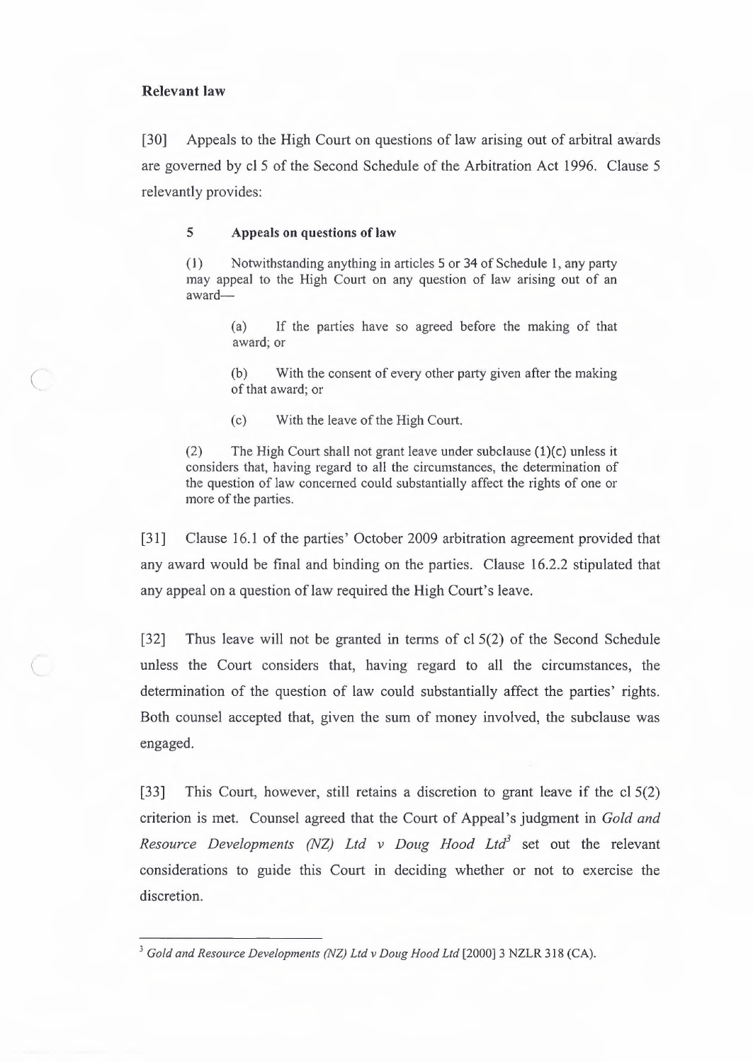**Relevant law**

[30] Appeals to the High Court on questions of law arising out of arbitral awards are governed by cl 5 of the Second Schedule of the Arbitration Act 1996. Clause 5 relevantly provides:

> **5 Appeals on questions of law**
>
> (1) Notwithstanding anything in articles 5 or 34 of Schedule 1, any party may appeal to the High Court on any question of law arising out of an award—
>
> > (a) If the parties have so agreed before the making of that award; or
> >
> > (b) With the consent of every other party given after the making of that award; or
> >
> > (c) With the leave of the High Court.
>
> (2) The High Court shall not grant leave under subclause (1)(c) unless it considers that, having regard to all the circumstances, the determination of the question of law concerned could substantially affect the rights of one or more of the parties.

[31] Clause 16.1 of the parties' October 2009 arbitration agreement provided that any award would be final and binding on the parties. Clause 16.2.2 stipulated that any appeal on a question of law required the High Court's leave.

[32] Thus leave will not be granted in terms of cl 5(2) of the Second Schedule unless the Court considers that, having regard to all the circumstances, the determination of the question of law could substantially affect the parties' rights. Both counsel accepted that, given the sum of money involved, the subclause was engaged.

[33] This Court, however, still retains a discretion to grant leave if the cl 5(2) criterion is met. Counsel agreed that the Court of Appeal's judgment in *Gold and Resource Developments (NZ) Ltd v Doug Hood Ltd*[3] set out the relevant considerations to guide this Court in deciding whether or not to exercise the discretion.

---

[3] *Gold and Resource Developments (NZ) Ltd v Doug Hood Ltd* [2000] 3 NZLR 318 (CA).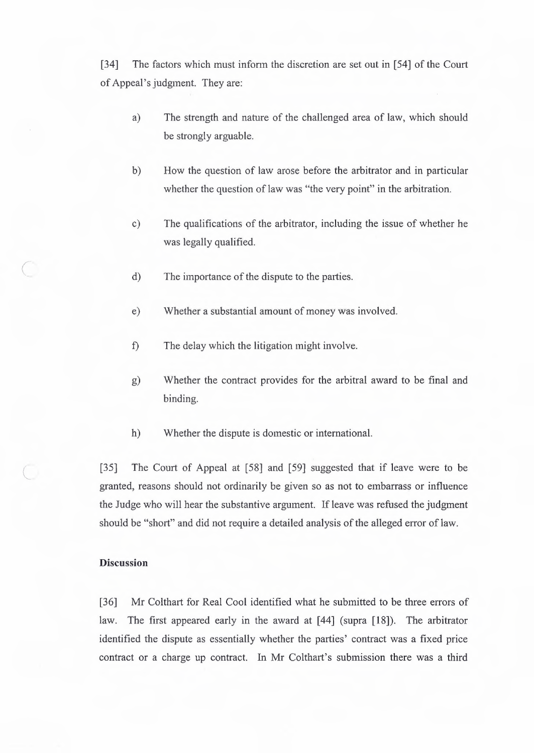[34] The factors which must inform the discretion are set out in [54] of the Court of Appeal's judgment. They are:

a) The strength and nature of the challenged area of law, which should be strongly arguable.

b) How the question of law arose before the arbitrator and in particular whether the question of law was "the very point" in the arbitration.

c) The qualifications of the arbitrator, including the issue of whether he was legally qualified.

d) The importance of the dispute to the parties.

e) Whether a substantial amount of money was involved.

f) The delay which the litigation might involve.

g) Whether the contract provides for the arbitral award to be final and binding.

h) Whether the dispute is domestic or international.

[35] The Court of Appeal at [58] and [59] suggested that if leave were to be granted, reasons should not ordinarily be given so as not to embarrass or influence the Judge who will hear the substantive argument. If leave was refused the judgment should be "short" and did not require a detailed analysis of the alleged error of law.

**Discussion**

[36] Mr Colthart for Real Cool identified what he submitted to be three errors of law. The first appeared early in the award at [44] (supra [18]). The arbitrator identified the dispute as essentially whether the parties' contract was a fixed price contract or a charge up contract. In Mr Colthart's submission there was a third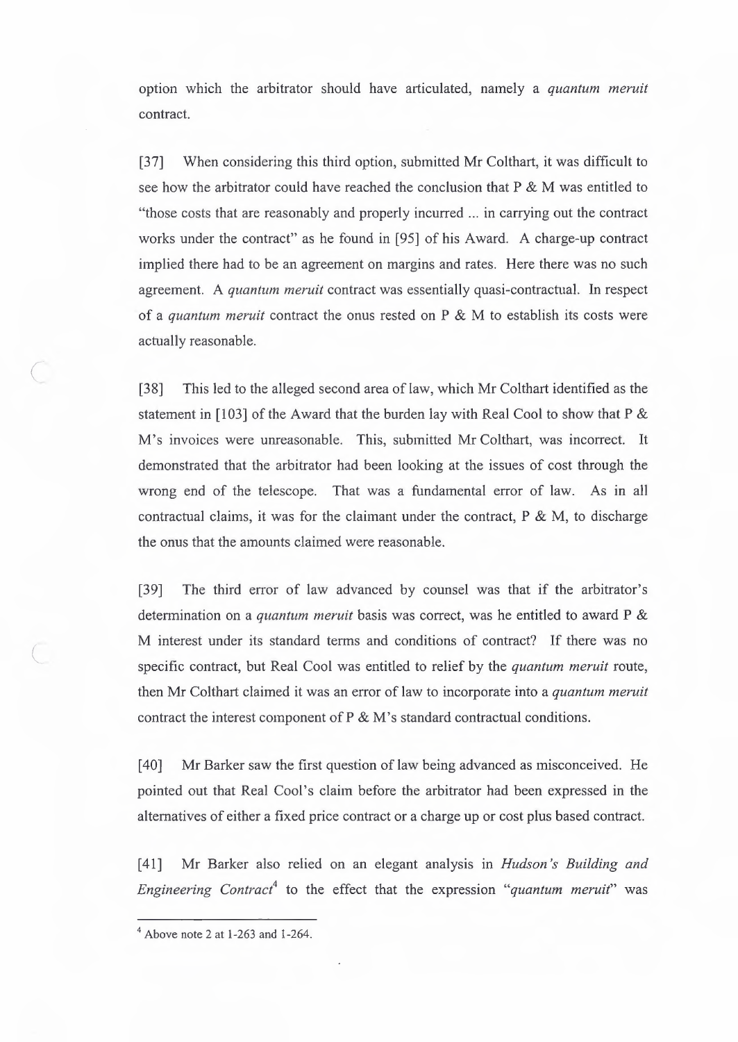option which the arbitrator should have articulated, namely a *quantum meruit* contract.

[37] When considering this third option, submitted Mr Colthart, it was difficult to see how the arbitrator could have reached the conclusion that P & M was entitled to "those costs that are reasonably and properly incurred ... in carrying out the contract works under the contract" as he found in [95] of his Award. A charge-up contract implied there had to be an agreement on margins and rates. Here there was no such agreement. A *quantum meruit* contract was essentially quasi-contractual. In respect of a *quantum meruit* contract the onus rested on P & M to establish its costs were actually reasonable.

[38] This led to the alleged second area of law, which Mr Colthart identified as the statement in [103] of the Award that the burden lay with Real Cool to show that P & M's invoices were unreasonable. This, submitted Mr Colthart, was incorrect. It demonstrated that the arbitrator had been looking at the issues of cost through the wrong end of the telescope. That was a fundamental error of law. As in all contractual claims, it was for the claimant under the contract, P & M, to discharge the onus that the amounts claimed were reasonable.

[39] The third error of law advanced by counsel was that if the arbitrator's determination on a *quantum meruit* basis was correct, was he entitled to award P & M interest under its standard terms and conditions of contract? If there was no specific contract, but Real Cool was entitled to relief by the *quantum meruit* route, then Mr Colthart claimed it was an error of law to incorporate into a *quantum meruit* contract the interest component of P & M's standard contractual conditions.

[40] Mr Barker saw the first question of law being advanced as misconceived. He pointed out that Real Cool's claim before the arbitrator had been expressed in the alternatives of either a fixed price contract or a charge up or cost plus based contract.

[41] Mr Barker also relied on an elegant analysis in *Hudson's Building and Engineering Contract*[4] to the effect that the expression "*quantum meruit*" was

---

[4] Above note 2 at 1-263 and 1-264.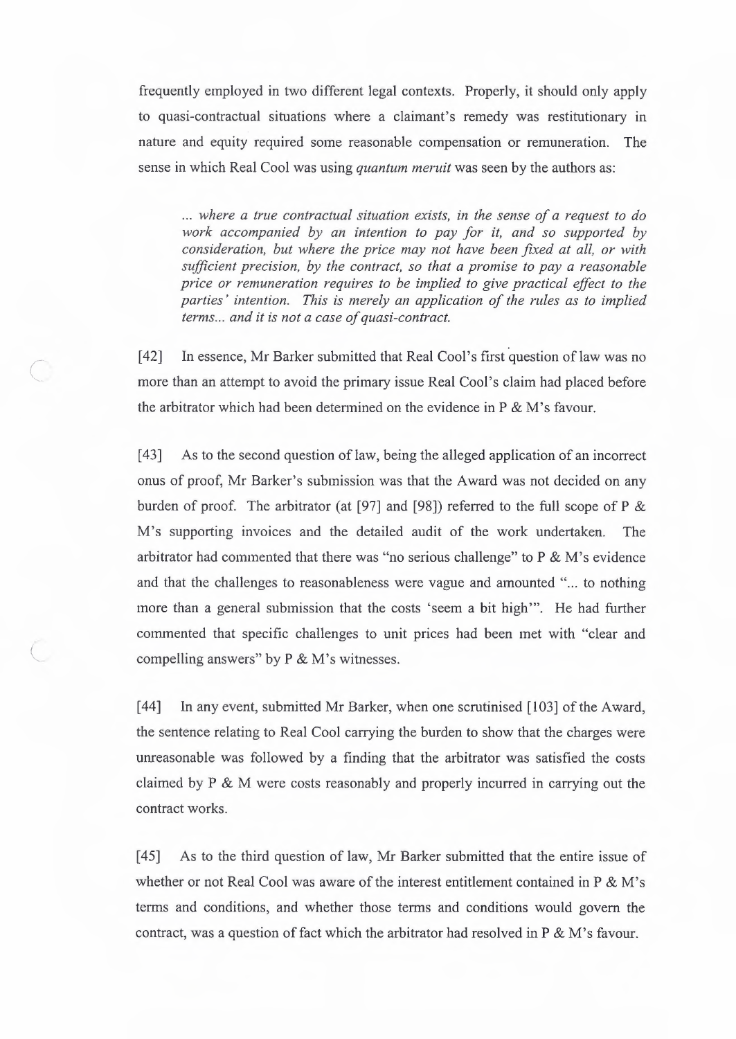frequently employed in two different legal contexts. Properly, it should only apply to quasi-contractual situations where a claimant's remedy was restitutionary in nature and equity required some reasonable compensation or remuneration. The sense in which Real Cool was using *quantum meruit* was seen by the authors as:

> *... where a true contractual situation exists, in the sense of a request to do work accompanied by an intention to pay for it, and so supported by consideration, but where the price may not have been fixed at all, or with sufficient precision, by the contract, so that a promise to pay a reasonable price or remuneration requires to be implied to give practical effect to the parties' intention. This is merely an application of the rules as to implied terms... and it is not a case of quasi-contract.*

[42] In essence, Mr Barker submitted that Real Cool's first question of law was no more than an attempt to avoid the primary issue Real Cool's claim had placed before the arbitrator which had been determined on the evidence in P & M's favour.

[43] As to the second question of law, being the alleged application of an incorrect onus of proof, Mr Barker's submission was that the Award was not decided on any burden of proof. The arbitrator (at [97] and [98]) referred to the full scope of P & M's supporting invoices and the detailed audit of the work undertaken. The arbitrator had commented that there was "no serious challenge" to P & M's evidence and that the challenges to reasonableness were vague and amounted "... to nothing more than a general submission that the costs 'seem a bit high'". He had further commented that specific challenges to unit prices had been met with "clear and compelling answers" by P & M's witnesses.

[44] In any event, submitted Mr Barker, when one scrutinised [103] of the Award, the sentence relating to Real Cool carrying the burden to show that the charges were unreasonable was followed by a finding that the arbitrator was satisfied the costs claimed by P & M were costs reasonably and properly incurred in carrying out the contract works.

[45] As to the third question of law, Mr Barker submitted that the entire issue of whether or not Real Cool was aware of the interest entitlement contained in P & M's terms and conditions, and whether those terms and conditions would govern the contract, was a question of fact which the arbitrator had resolved in P & M's favour.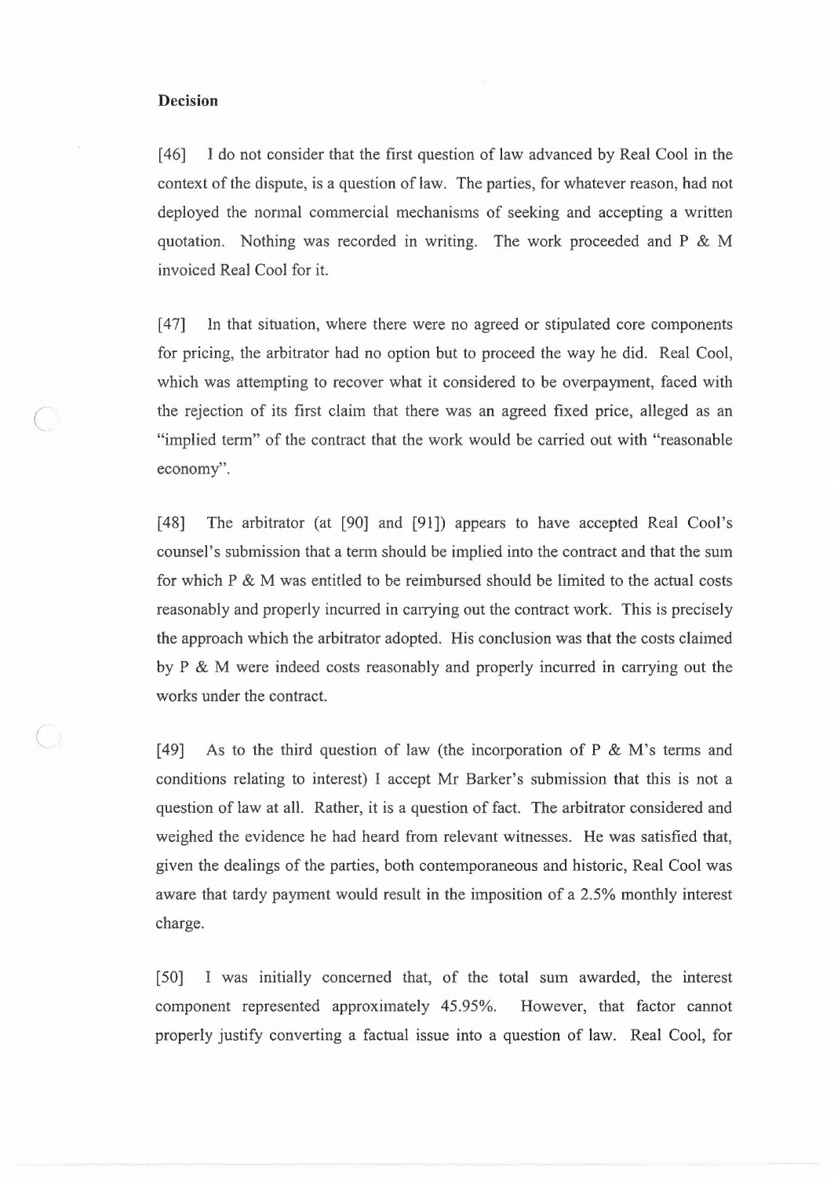**Decision**

[46] I do not consider that the first question of law advanced by Real Cool in the context of the dispute, is a question of law. The parties, for whatever reason, had not deployed the normal commercial mechanisms of seeking and accepting a written quotation. Nothing was recorded in writing. The work proceeded and P & M invoiced Real Cool for it.

[47] In that situation, where there were no agreed or stipulated core components for pricing, the arbitrator had no option but to proceed the way he did. Real Cool, which was attempting to recover what it considered to be overpayment, faced with the rejection of its first claim that there was an agreed fixed price, alleged as an "implied term" of the contract that the work would be carried out with "reasonable economy".

[48] The arbitrator (at [90] and [91]) appears to have accepted Real Cool's counsel's submission that a term should be implied into the contract and that the sum for which P & M was entitled to be reimbursed should be limited to the actual costs reasonably and properly incurred in carrying out the contract work. This is precisely the approach which the arbitrator adopted. His conclusion was that the costs claimed by P & M were indeed costs reasonably and properly incurred in carrying out the works under the contract.

[49] As to the third question of law (the incorporation of P & M's terms and conditions relating to interest) I accept Mr Barker's submission that this is not a question of law at all. Rather, it is a question of fact. The arbitrator considered and weighed the evidence he had heard from relevant witnesses. He was satisfied that, given the dealings of the parties, both contemporaneous and historic, Real Cool was aware that tardy payment would result in the imposition of a 2.5% monthly interest charge.

[50] I was initially concerned that, of the total sum awarded, the interest component represented approximately 45.95%. However, that factor cannot properly justify converting a factual issue into a question of law. Real Cool, for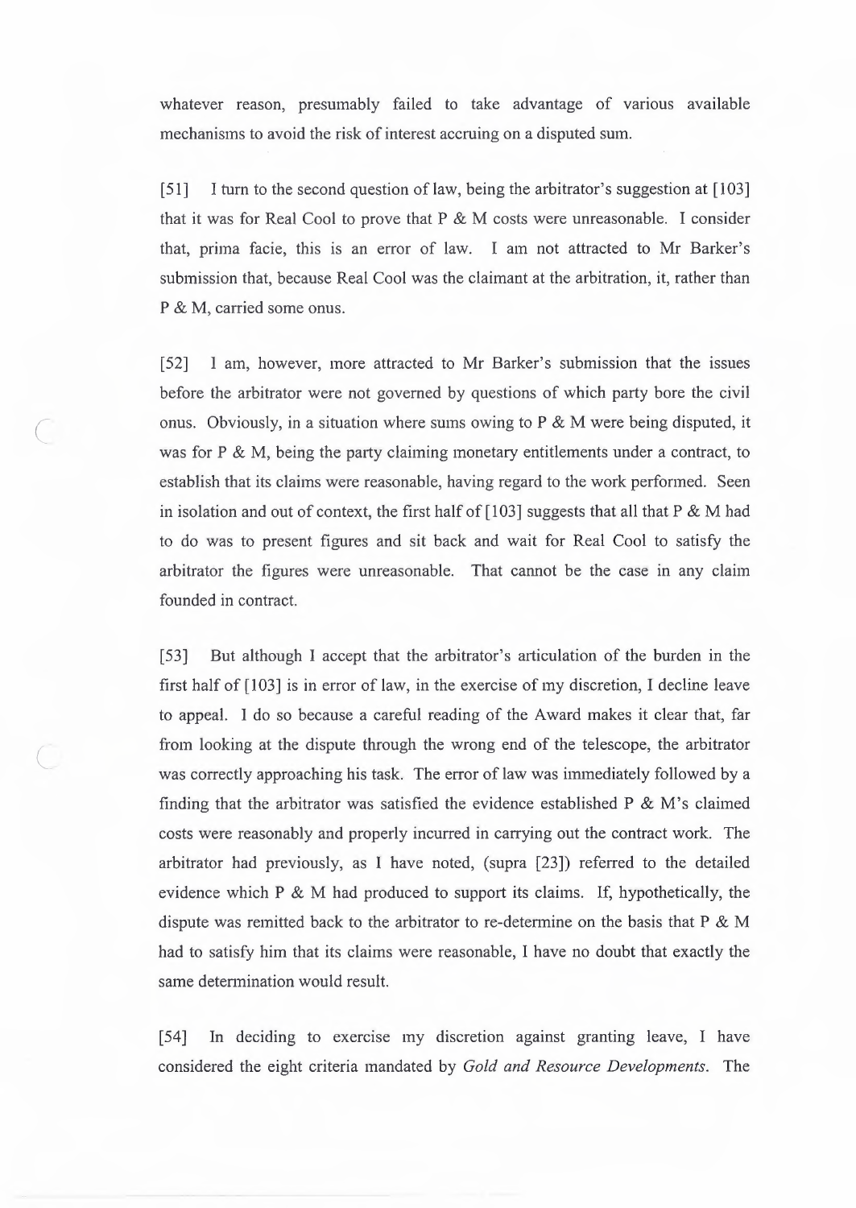whatever reason, presumably failed to take advantage of various available mechanisms to avoid the risk of interest accruing on a disputed sum.

[51] I turn to the second question of law, being the arbitrator's suggestion at [103] that it was for Real Cool to prove that P & M costs were unreasonable. I consider that, prima facie, this is an error of law. I am not attracted to Mr Barker's submission that, because Real Cool was the claimant at the arbitration, it, rather than P & M, carried some onus.

[52] I am, however, more attracted to Mr Barker's submission that the issues before the arbitrator were not governed by questions of which party bore the civil onus. Obviously, in a situation where sums owing to P & M were being disputed, it was for P & M, being the party claiming monetary entitlements under a contract, to establish that its claims were reasonable, having regard to the work performed. Seen in isolation and out of context, the first half of [103] suggests that all that P & M had to do was to present figures and sit back and wait for Real Cool to satisfy the arbitrator the figures were unreasonable. That cannot be the case in any claim founded in contract.

[53] But although I accept that the arbitrator's articulation of the burden in the first half of [103] is in error of law, in the exercise of my discretion, I decline leave to appeal. I do so because a careful reading of the Award makes it clear that, far from looking at the dispute through the wrong end of the telescope, the arbitrator was correctly approaching his task. The error of law was immediately followed by a finding that the arbitrator was satisfied the evidence established P & M's claimed costs were reasonably and properly incurred in carrying out the contract work. The arbitrator had previously, as I have noted, (supra [23]) referred to the detailed evidence which P & M had produced to support its claims. If, hypothetically, the dispute was remitted back to the arbitrator to re-determine on the basis that P & M had to satisfy him that its claims were reasonable, I have no doubt that exactly the same determination would result.

[54] In deciding to exercise my discretion against granting leave, I have considered the eight criteria mandated by *Gold and Resource Developments*. The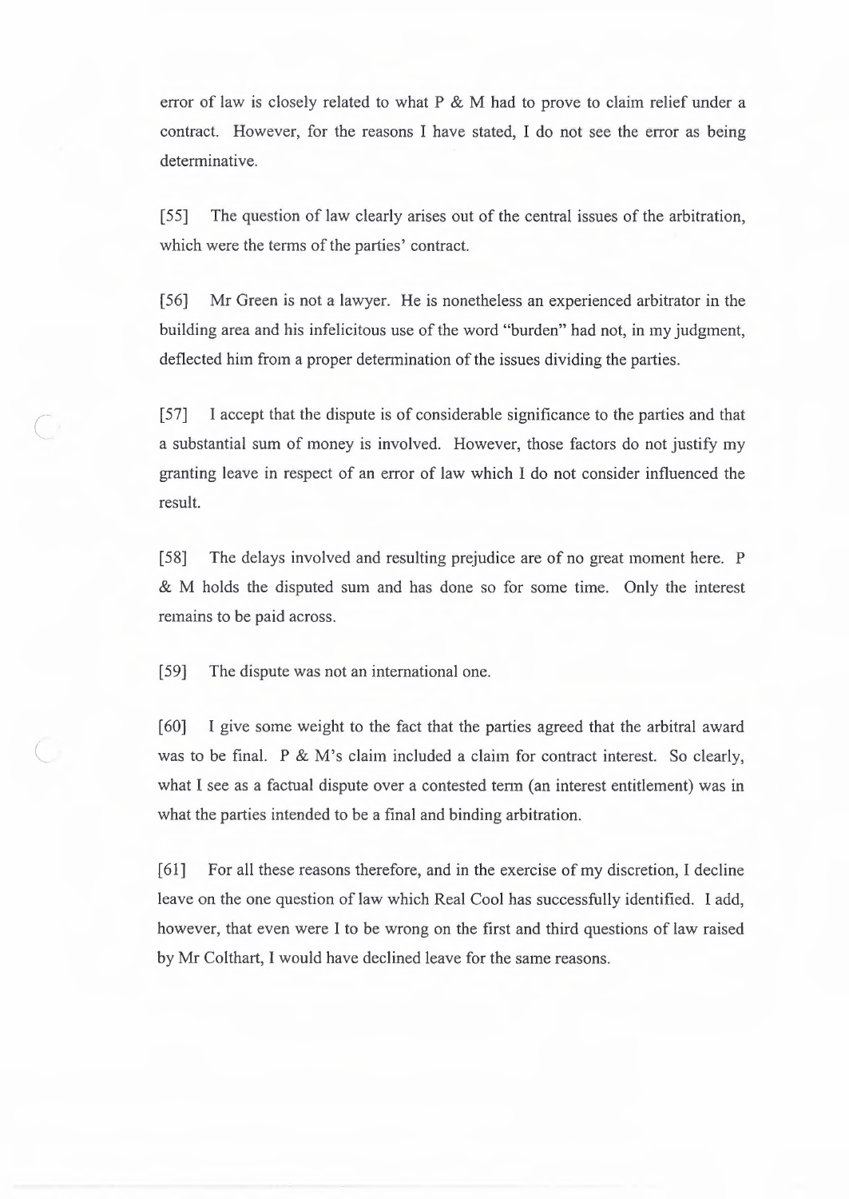error of law is closely related to what P & M had to prove to claim relief under a contract. However, for the reasons I have stated, I do not see the error as being determinative.

[55] The question of law clearly arises out of the central issues of the arbitration, which were the terms of the parties' contract.

[56] Mr Green is not a lawyer. He is nonetheless an experienced arbitrator in the building area and his infelicitous use of the word "burden" had not, in my judgment, deflected him from a proper determination of the issues dividing the parties.

[57] I accept that the dispute is of considerable significance to the parties and that a substantial sum of money is involved. However, those factors do not justify my granting leave in respect of an error of law which I do not consider influenced the result.

[58] The delays involved and resulting prejudice are of no great moment here. P & M holds the disputed sum and has done so for some time. Only the interest remains to be paid across.

[59] The dispute was not an international one.

[60] I give some weight to the fact that the parties agreed that the arbitral award was to be final. P & M's claim included a claim for contract interest. So clearly, what I see as a factual dispute over a contested term (an interest entitlement) was in what the parties intended to be a final and binding arbitration.

[61] For all these reasons therefore, and in the exercise of my discretion, I decline leave on the one question of law which Real Cool has successfully identified. I add, however, that even were I to be wrong on the first and third questions of law raised by Mr Colthart, I would have declined leave for the same reasons.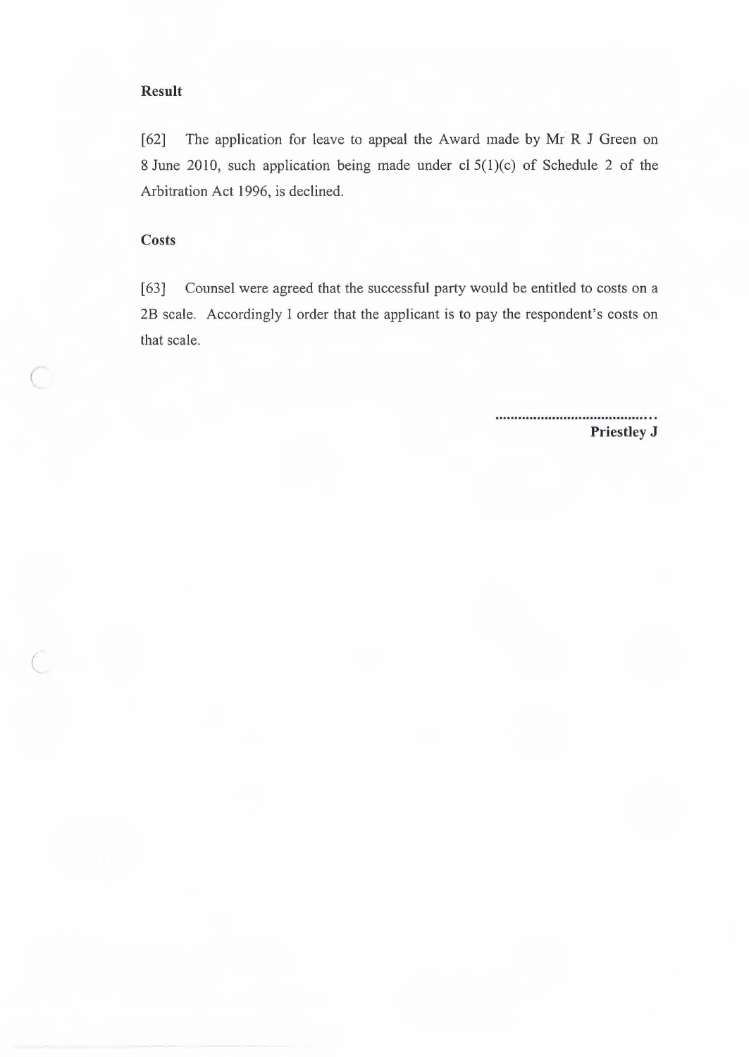**Result**

[62] The application for leave to appeal the Award made by Mr R J Green on 8 June 2010, such application being made under cl 5(1)(c) of Schedule 2 of the Arbitration Act 1996, is declined.

**Costs**

[63] Counsel were agreed that the successful party would be entitled to costs on a 2B scale. Accordingly I order that the applicant is to pay the respondent's costs on that scale.

..........................................

**Priestley J**